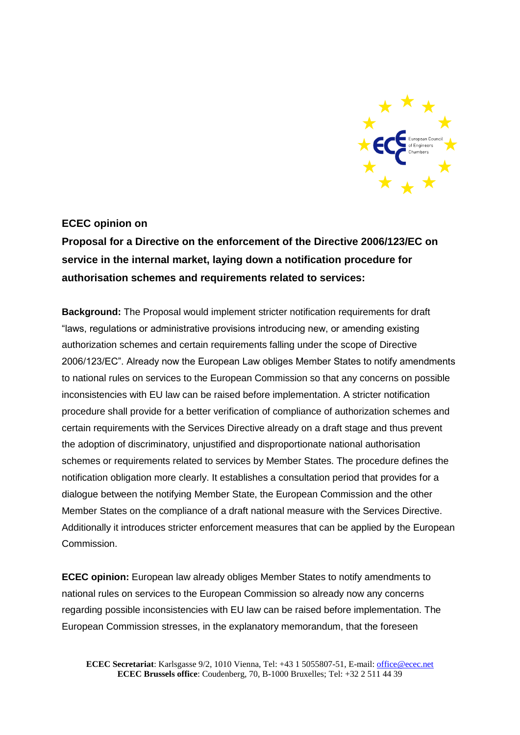**ECEC opinion on**

**Proposal for a Directive on the enforcement of the Directive 2006/123/EC on service in the internal market, laying down a notification procedure for authorisation schemes and requirements related to services:**

**Background:** The Proposal would implement stricter notification requirements for draft "laws, regulations or administrative provisions introducing new, or amending existing authorization schemes and certain requirements falling under the scope of Directive 2006/123/EC". Already now the European Law obliges Member States to notify amendments to national rules on services to the European Commission so that any concerns on possible inconsistencies with EU law can be raised before implementation. A stricter notification procedure shall provide for a better verification of compliance of authorization schemes and certain requirements with the Services Directive already on a draft stage and thus prevent the adoption of discriminatory, unjustified and disproportionate national authorisation schemes or requirements related to services by Member States. The procedure defines the notification obligation more clearly. It establishes a consultation period that provides for a dialogue between the notifying Member State, the European Commission and the other Member States on the compliance of a draft national measure with the Services Directive. Additionally it introduces stricter enforcement measures that can be applied by the European Commission.

**ECEC opinion:** European law already obliges Member States to notify amendments to national rules on services to the European Commission so already now any concerns regarding possible inconsistencies with EU law can be raised before implementation. The European Commission stresses, in the explanatory memorandum, that the foreseen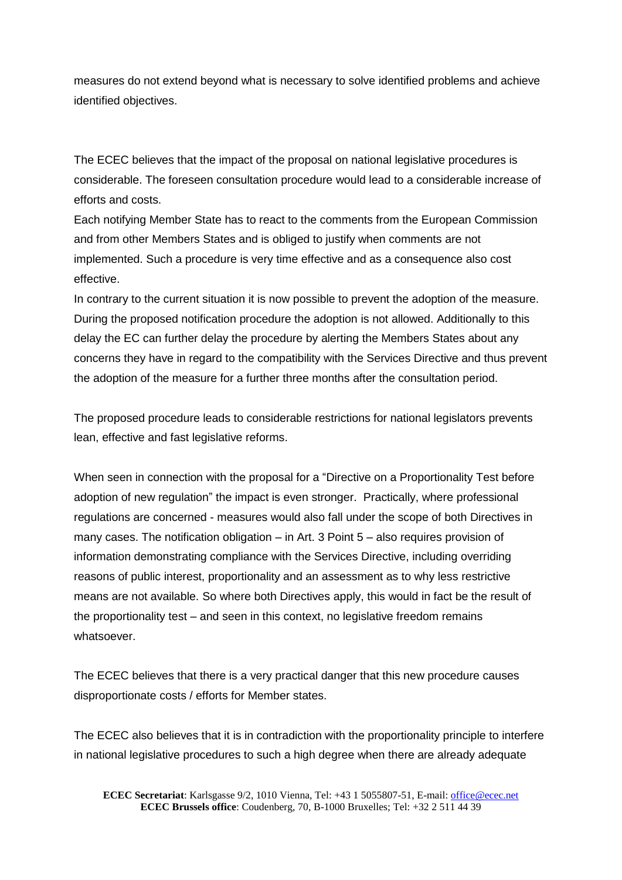measures do not extend beyond what is necessary to solve identified problems and achieve identified objectives.

The ECEC believes that the impact of the proposal on national legislative procedures is considerable. The foreseen consultation procedure would lead to a considerable increase of efforts and costs.
Each notifying Member State has to react to the comments from the European Commission and from other Members States and is obliged to justify when comments are not implemented. Such a procedure is very time effective and as a consequence also cost effective.
In contrary to the current situation it is now possible to prevent the adoption of the measure. During the proposed notification procedure the adoption is not allowed. Additionally to this delay the EC can further delay the procedure by alerting the Members States about any concerns they have in regard to the compatibility with the Services Directive and thus prevent the adoption of the measure for a further three months after the consultation period.

The proposed procedure leads to considerable restrictions for national legislators prevents lean, effective and fast legislative reforms.

When seen in connection with the proposal for a "Directive on a Proportionality Test before adoption of new regulation" the impact is even stronger. Practically, where professional regulations are concerned - measures would also fall under the scope of both Directives in many cases. The notification obligation – in Art. 3 Point 5 – also requires provision of information demonstrating compliance with the Services Directive, including overriding reasons of public interest, proportionality and an assessment as to why less restrictive means are not available. So where both Directives apply, this would in fact be the result of the proportionality test – and seen in this context, no legislative freedom remains whatsoever.

The ECEC believes that there is a very practical danger that this new procedure causes disproportionate costs / efforts for Member states.

The ECEC also believes that it is in contradiction with the proportionality principle to interfere in national legislative procedures to such a high degree when there are already adequate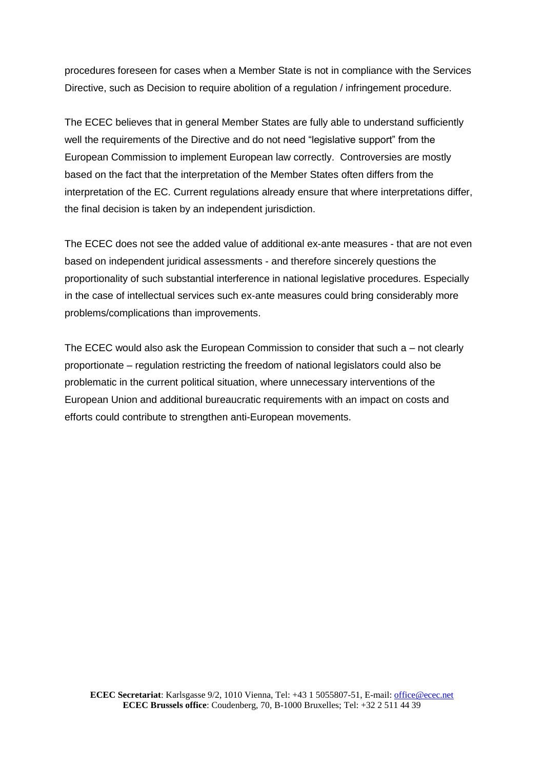procedures foreseen for cases when a Member State is not in compliance with the Services Directive, such as Decision to require abolition of a regulation / infringement procedure.

The ECEC believes that in general Member States are fully able to understand sufficiently well the requirements of the Directive and do not need "legislative support" from the European Commission to implement European law correctly. Controversies are mostly based on the fact that the interpretation of the Member States often differs from the interpretation of the EC. Current regulations already ensure that where interpretations differ, the final decision is taken by an independent jurisdiction.

The ECEC does not see the added value of additional ex-ante measures - that are not even based on independent juridical assessments - and therefore sincerely questions the proportionality of such substantial interference in national legislative procedures. Especially in the case of intellectual services such ex-ante measures could bring considerably more problems/complications than improvements.

The ECEC would also ask the European Commission to consider that such a – not clearly proportionate – regulation restricting the freedom of national legislators could also be problematic in the current political situation, where unnecessary interventions of the European Union and additional bureaucratic requirements with an impact on costs and efforts could contribute to strengthen anti-European movements.

**ECEC Secretariat**: Karlsgasse 9/2, 1010 Vienna, Tel: +43 1 5055807-51, E-mail: office@ecec.net
**ECEC Brussels office**: Coudenberg, 70, B-1000 Bruxelles; Tel: +32 2 511 44 39